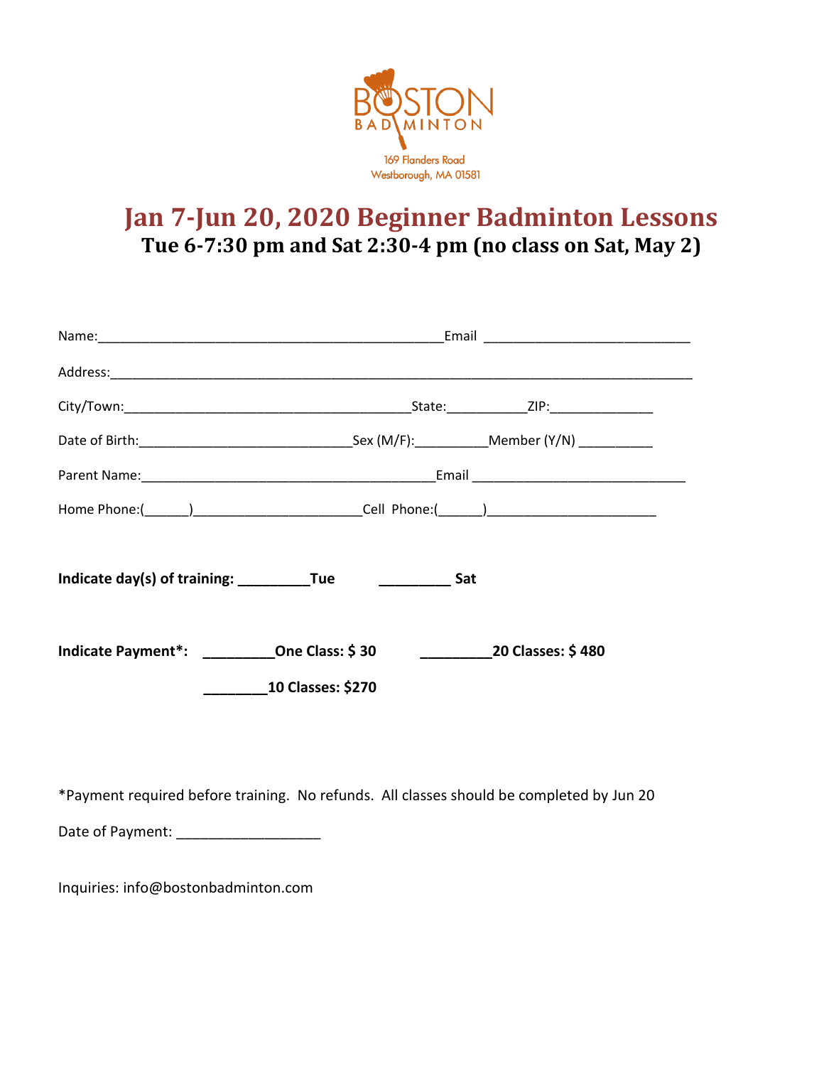BOSTON BADMINTON

169 Flanders Road
Westborough, MA 01581

# Jan 7-Jun 20, 2020 Beginner Badminton Lessons

## Tue 6-7:30 pm and Sat 2:30-4 pm (no class on Sat, May 2)

Name:_______________________________________________Email ___________________________

Address:_______________________________________________________________________________

City/Town:_______________________________________State:___________ZIP:______________

Date of Birth:_____________________________Sex (M/F):__________Member (Y/N) __________

Parent Name:________________________________________Email _____________________________

Home Phone:(______)_______________________Cell Phone:(______)_______________________

**Indicate day(s) of training: _________Tue _________ Sat**

**Indicate Payment*: _________One Class: $ 30 _________20 Classes: $ 480**

**________10 Classes: $270**

*Payment required before training. No refunds. All classes should be completed by Jun 20

Date of Payment: __________________

Inquiries: info@bostonbadminton.com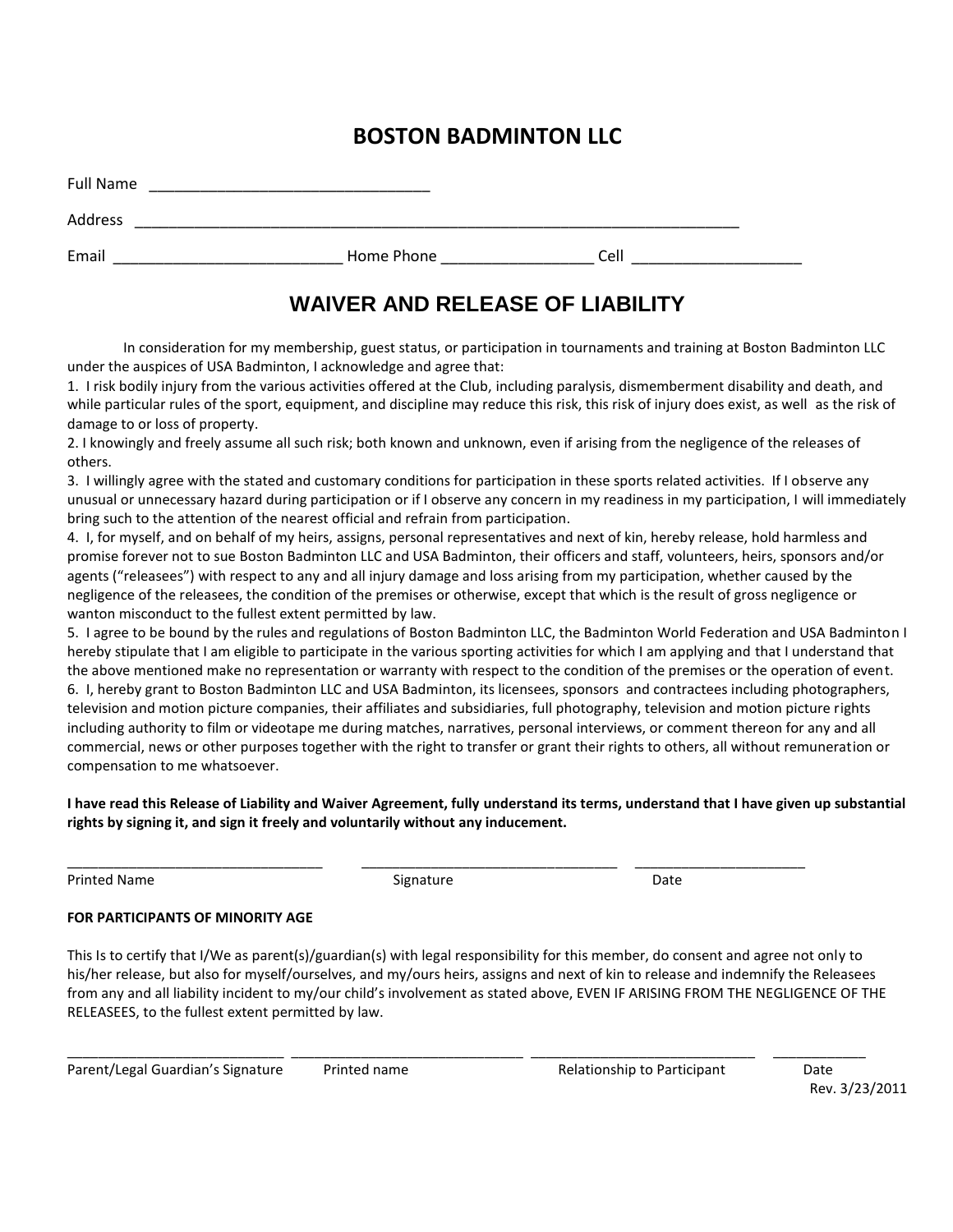# BOSTON BADMINTON LLC

Full Name ________________________________

Address ________________________________________________________________________

Email __________________________ Home Phone _________________ Cell ___________________

## WAIVER AND RELEASE OF LIABILITY

In consideration for my membership, guest status, or participation in tournaments and training at Boston Badminton LLC under the auspices of USA Badminton, I acknowledge and agree that:

1. I risk bodily injury from the various activities offered at the Club, including paralysis, dismemberment disability and death, and while particular rules of the sport, equipment, and discipline may reduce this risk, this risk of injury does exist, as well as the risk of damage to or loss of property.
2. I knowingly and freely assume all such risk; both known and unknown, even if arising from the negligence of the releases of others.
3. I willingly agree with the stated and customary conditions for participation in these sports related activities. If I observe any unusual or unnecessary hazard during participation or if I observe any concern in my readiness in my participation, I will immediately bring such to the attention of the nearest official and refrain from participation.
4. I, for myself, and on behalf of my heirs, assigns, personal representatives and next of kin, hereby release, hold harmless and promise forever not to sue Boston Badminton LLC and USA Badminton, their officers and staff, volunteers, heirs, sponsors and/or agents ("releasees") with respect to any and all injury damage and loss arising from my participation, whether caused by the negligence of the releasees, the condition of the premises or otherwise, except that which is the result of gross negligence or wanton misconduct to the fullest extent permitted by law.
5. I agree to be bound by the rules and regulations of Boston Badminton LLC, the Badminton World Federation and USA Badminton I hereby stipulate that I am eligible to participate in the various sporting activities for which I am applying and that I understand that the above mentioned make no representation or warranty with respect to the condition of the premises or the operation of event.
6. I, hereby grant to Boston Badminton LLC and USA Badminton, its licensees, sponsors and contractees including photographers, television and motion picture companies, their affiliates and subsidiaries, full photography, television and motion picture rights including authority to film or videotape me during matches, narratives, personal interviews, or comment thereon for any and all commercial, news or other purposes together with the right to transfer or grant their rights to others, all without remuneration or compensation to me whatsoever.

**I have read this Release of Liability and Waiver Agreement, fully understand its terms, understand that I have given up substantial rights by signing it, and sign it freely and voluntarily without any inducement.**

________________________________ ________________________________ _____________________

Printed Name Signature Date

**FOR PARTICIPANTS OF MINORITY AGE**

This Is to certify that I/We as parent(s)/guardian(s) with legal responsibility for this member, do consent and agree not only to his/her release, but also for myself/ourselves, and my/ours heirs, assigns and next of kin to release and indemnify the Releasees from any and all liability incident to my/our child's involvement as stated above, EVEN IF ARISING FROM THE NEGLIGENCE OF THE RELEASEES, to the fullest extent permitted by law.

___________________________ _____________________________ ____________________________ ____________

Parent/Legal Guardian's Signature Printed name Relationship to Participant Date

Rev. 3/23/2011